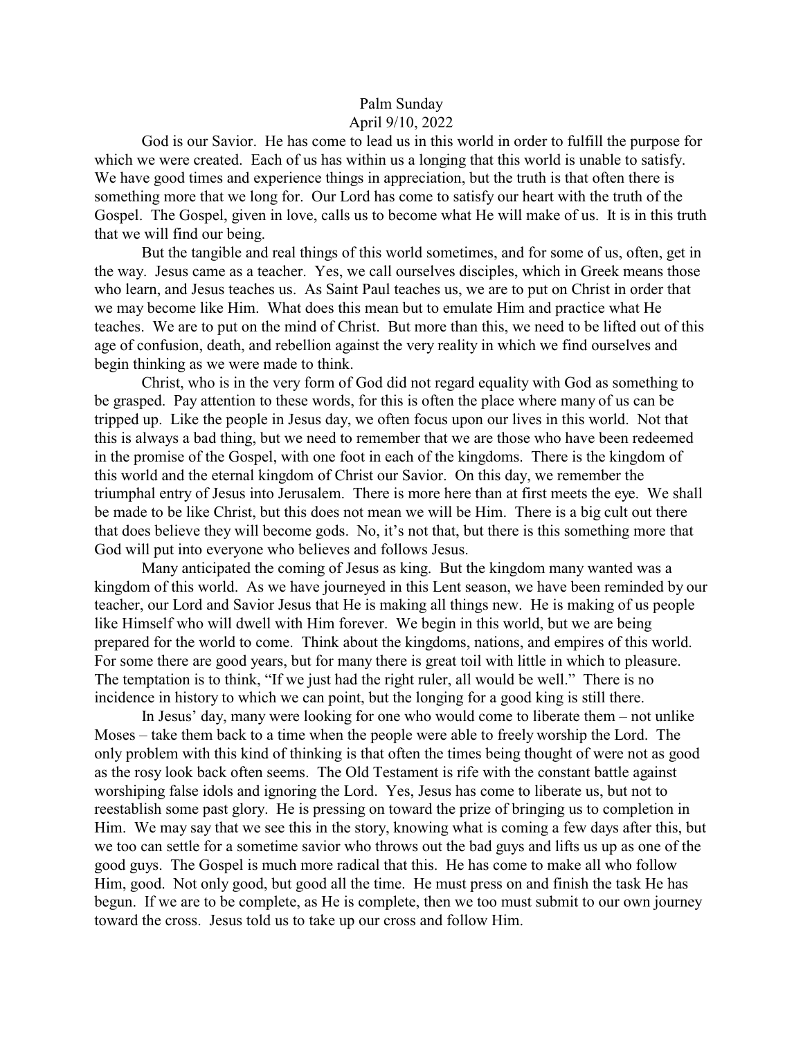# Palm Sunday

April 9/10, 2022

God is our Savior. He has come to lead us in this world in order to fulfill the purpose for which we were created. Each of us has within us a longing that this world is unable to satisfy. We have good times and experience things in appreciation, but the truth is that often there is something more that we long for. Our Lord has come to satisfy our heart with the truth of the Gospel. The Gospel, given in love, calls us to become what He will make of us. It is in this truth that we will find our being.

But the tangible and real things of this world sometimes, and for some of us, often, get in the way. Jesus came as a teacher. Yes, we call ourselves disciples, which in Greek means those who learn, and Jesus teaches us. As Saint Paul teaches us, we are to put on Christ in order that we may become like Him. What does this mean but to emulate Him and practice what He teaches. We are to put on the mind of Christ. But more than this, we need to be lifted out of this age of confusion, death, and rebellion against the very reality in which we find ourselves and begin thinking as we were made to think.

Christ, who is in the very form of God did not regard equality with God as something to be grasped. Pay attention to these words, for this is often the place where many of us can be tripped up. Like the people in Jesus day, we often focus upon our lives in this world. Not that this is always a bad thing, but we need to remember that we are those who have been redeemed in the promise of the Gospel, with one foot in each of the kingdoms. There is the kingdom of this world and the eternal kingdom of Christ our Savior. On this day, we remember the triumphal entry of Jesus into Jerusalem. There is more here than at first meets the eye. We shall be made to be like Christ, but this does not mean we will be Him. There is a big cult out there that does believe they will become gods. No, it's not that, but there is this something more that God will put into everyone who believes and follows Jesus.

Many anticipated the coming of Jesus as king. But the kingdom many wanted was a kingdom of this world. As we have journeyed in this Lent season, we have been reminded by our teacher, our Lord and Savior Jesus that He is making all things new. He is making of us people like Himself who will dwell with Him forever. We begin in this world, but we are being prepared for the world to come. Think about the kingdoms, nations, and empires of this world. For some there are good years, but for many there is great toil with little in which to pleasure. The temptation is to think, "If we just had the right ruler, all would be well." There is no incidence in history to which we can point, but the longing for a good king is still there.

In Jesus' day, many were looking for one who would come to liberate them – not unlike Moses – take them back to a time when the people were able to freely worship the Lord. The only problem with this kind of thinking is that often the times being thought of were not as good as the rosy look back often seems. The Old Testament is rife with the constant battle against worshiping false idols and ignoring the Lord. Yes, Jesus has come to liberate us, but not to reestablish some past glory. He is pressing on toward the prize of bringing us to completion in Him. We may say that we see this in the story, knowing what is coming a few days after this, but we too can settle for a sometime savior who throws out the bad guys and lifts us up as one of the good guys. The Gospel is much more radical that this. He has come to make all who follow Him, good. Not only good, but good all the time. He must press on and finish the task He has begun. If we are to be complete, as He is complete, then we too must submit to our own journey toward the cross. Jesus told us to take up our cross and follow Him.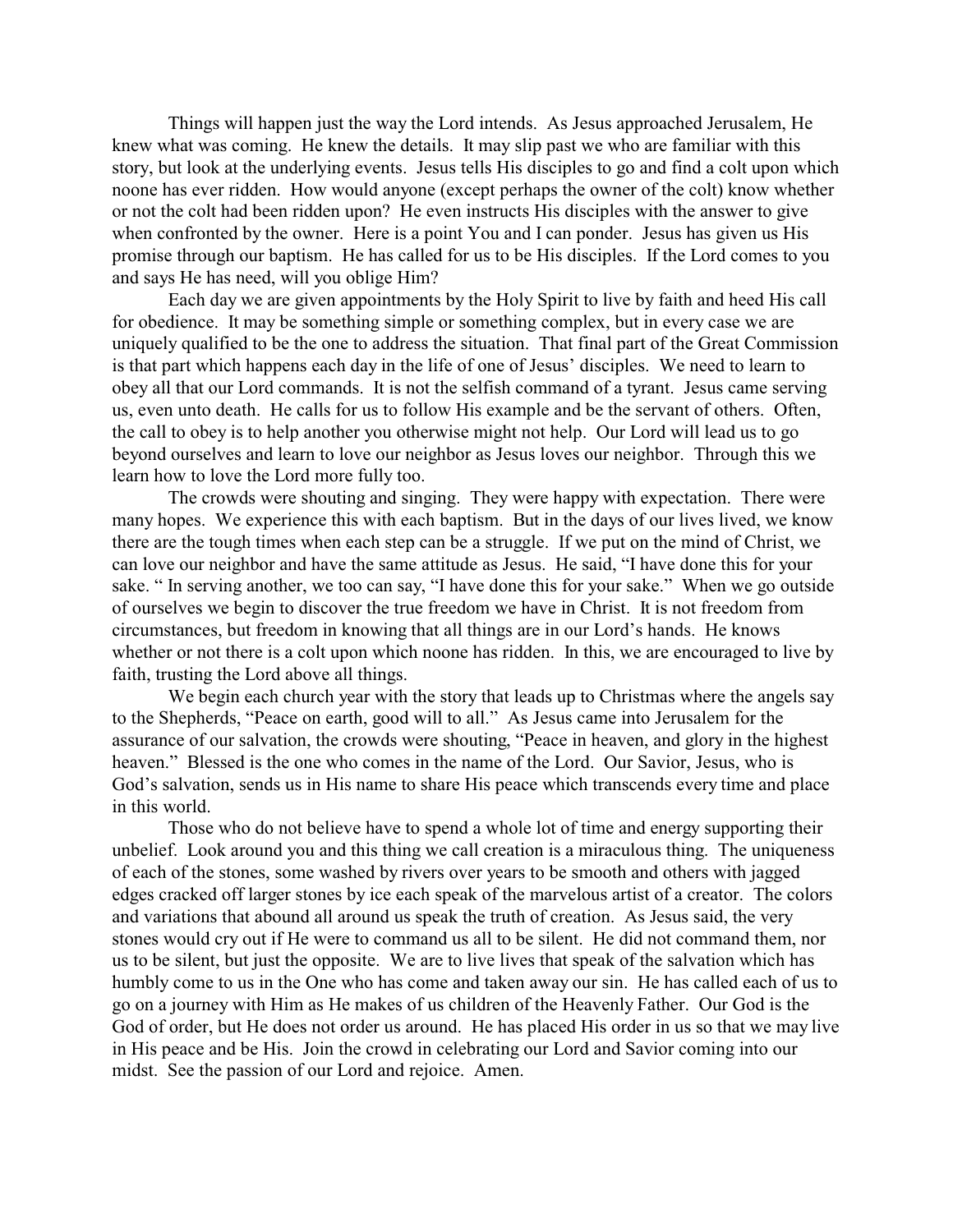Things will happen just the way the Lord intends. As Jesus approached Jerusalem, He knew what was coming. He knew the details. It may slip past we who are familiar with this story, but look at the underlying events. Jesus tells His disciples to go and find a colt upon which noone has ever ridden. How would anyone (except perhaps the owner of the colt) know whether or not the colt had been ridden upon? He even instructs His disciples with the answer to give when confronted by the owner. Here is a point You and I can ponder. Jesus has given us His promise through our baptism. He has called for us to be His disciples. If the Lord comes to you and says He has need, will you oblige Him?

Each day we are given appointments by the Holy Spirit to live by faith and heed His call for obedience. It may be something simple or something complex, but in every case we are uniquely qualified to be the one to address the situation. That final part of the Great Commission is that part which happens each day in the life of one of Jesus' disciples. We need to learn to obey all that our Lord commands. It is not the selfish command of a tyrant. Jesus came serving us, even unto death. He calls for us to follow His example and be the servant of others. Often, the call to obey is to help another you otherwise might not help. Our Lord will lead us to go beyond ourselves and learn to love our neighbor as Jesus loves our neighbor. Through this we learn how to love the Lord more fully too.

The crowds were shouting and singing. They were happy with expectation. There were many hopes. We experience this with each baptism. But in the days of our lives lived, we know there are the tough times when each step can be a struggle. If we put on the mind of Christ, we can love our neighbor and have the same attitude as Jesus. He said, "I have done this for your sake. " In serving another, we too can say, "I have done this for your sake." When we go outside of ourselves we begin to discover the true freedom we have in Christ. It is not freedom from circumstances, but freedom in knowing that all things are in our Lord's hands. He knows whether or not there is a colt upon which noone has ridden. In this, we are encouraged to live by faith, trusting the Lord above all things.

We begin each church year with the story that leads up to Christmas where the angels say to the Shepherds, "Peace on earth, good will to all." As Jesus came into Jerusalem for the assurance of our salvation, the crowds were shouting, "Peace in heaven, and glory in the highest heaven." Blessed is the one who comes in the name of the Lord. Our Savior, Jesus, who is God's salvation, sends us in His name to share His peace which transcends every time and place in this world.

Those who do not believe have to spend a whole lot of time and energy supporting their unbelief. Look around you and this thing we call creation is a miraculous thing. The uniqueness of each of the stones, some washed by rivers over years to be smooth and others with jagged edges cracked off larger stones by ice each speak of the marvelous artist of a creator. The colors and variations that abound all around us speak the truth of creation. As Jesus said, the very stones would cry out if He were to command us all to be silent. He did not command them, nor us to be silent, but just the opposite. We are to live lives that speak of the salvation which has humbly come to us in the One who has come and taken away our sin. He has called each of us to go on a journey with Him as He makes of us children of the Heavenly Father. Our God is the God of order, but He does not order us around. He has placed His order in us so that we may live in His peace and be His. Join the crowd in celebrating our Lord and Savior coming into our midst. See the passion of our Lord and rejoice. Amen.